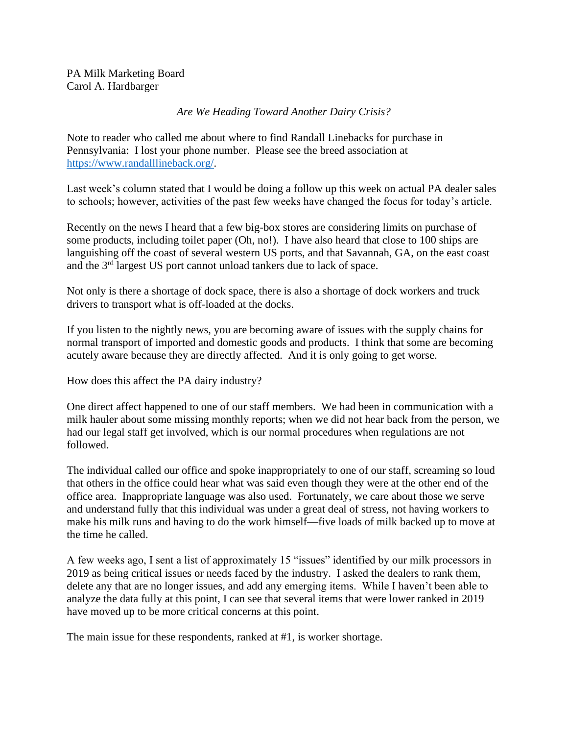PA Milk Marketing Board
Carol A. Hardbarger

*Are We Heading Toward Another Dairy Crisis?*

Note to reader who called me about where to find Randall Linebacks for purchase in Pennsylvania: I lost your phone number. Please see the breed association at https://www.randalllineback.org/.

Last week's column stated that I would be doing a follow up this week on actual PA dealer sales to schools; however, activities of the past few weeks have changed the focus for today's article.

Recently on the news I heard that a few big-box stores are considering limits on purchase of some products, including toilet paper (Oh, no!). I have also heard that close to 100 ships are languishing off the coast of several western US ports, and that Savannah, GA, on the east coast and the 3rd largest US port cannot unload tankers due to lack of space.

Not only is there a shortage of dock space, there is also a shortage of dock workers and truck drivers to transport what is off-loaded at the docks.

If you listen to the nightly news, you are becoming aware of issues with the supply chains for normal transport of imported and domestic goods and products. I think that some are becoming acutely aware because they are directly affected. And it is only going to get worse.

How does this affect the PA dairy industry?

One direct affect happened to one of our staff members. We had been in communication with a milk hauler about some missing monthly reports; when we did not hear back from the person, we had our legal staff get involved, which is our normal procedures when regulations are not followed.

The individual called our office and spoke inappropriately to one of our staff, screaming so loud that others in the office could hear what was said even though they were at the other end of the office area. Inappropriate language was also used. Fortunately, we care about those we serve and understand fully that this individual was under a great deal of stress, not having workers to make his milk runs and having to do the work himself—five loads of milk backed up to move at the time he called.

A few weeks ago, I sent a list of approximately 15 "issues" identified by our milk processors in 2019 as being critical issues or needs faced by the industry. I asked the dealers to rank them, delete any that are no longer issues, and add any emerging items. While I haven't been able to analyze the data fully at this point, I can see that several items that were lower ranked in 2019 have moved up to be more critical concerns at this point.

The main issue for these respondents, ranked at #1, is worker shortage.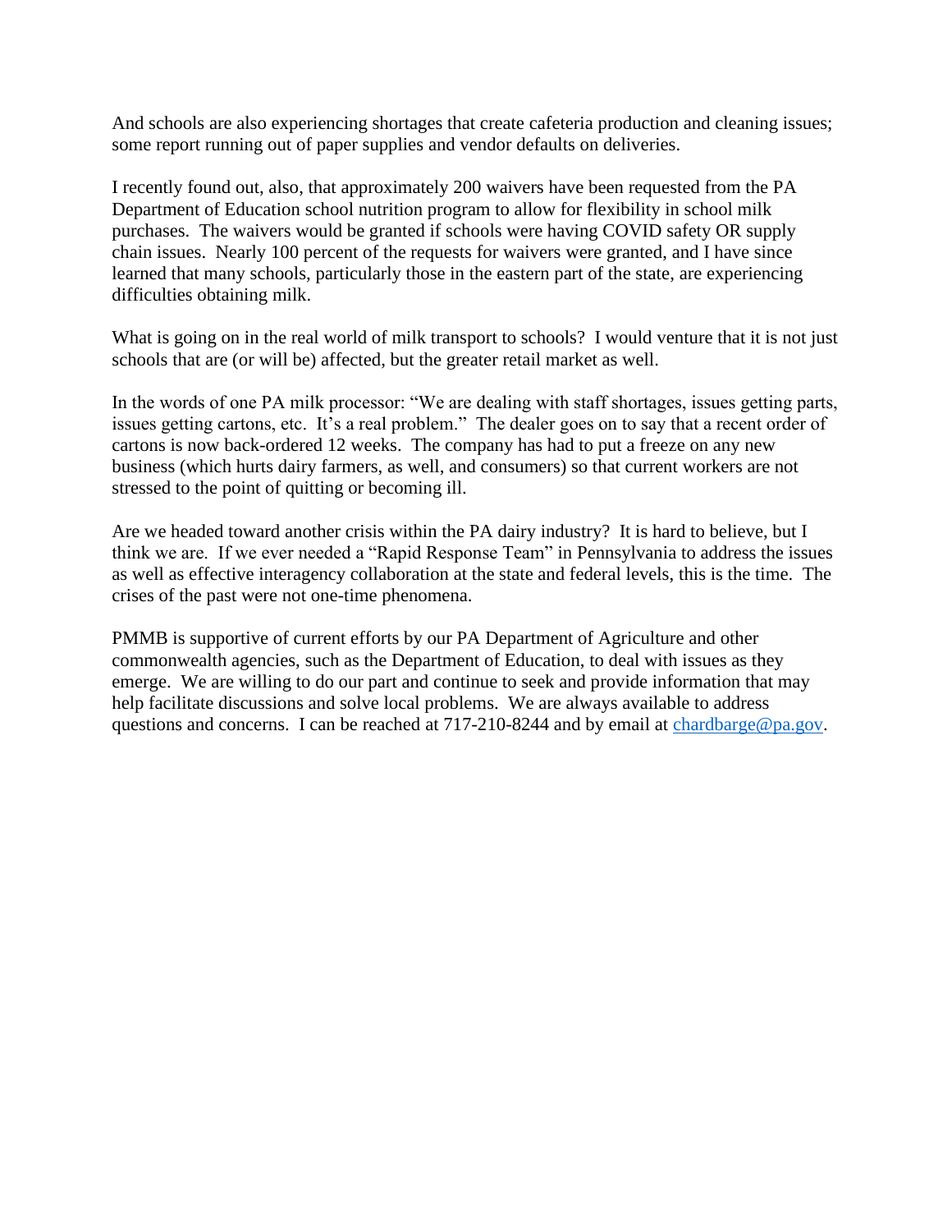And schools are also experiencing shortages that create cafeteria production and cleaning issues; some report running out of paper supplies and vendor defaults on deliveries.

I recently found out, also, that approximately 200 waivers have been requested from the PA Department of Education school nutrition program to allow for flexibility in school milk purchases. The waivers would be granted if schools were having COVID safety OR supply chain issues. Nearly 100 percent of the requests for waivers were granted, and I have since learned that many schools, particularly those in the eastern part of the state, are experiencing difficulties obtaining milk.

What is going on in the real world of milk transport to schools? I would venture that it is not just schools that are (or will be) affected, but the greater retail market as well.

In the words of one PA milk processor: "We are dealing with staff shortages, issues getting parts, issues getting cartons, etc. It's a real problem." The dealer goes on to say that a recent order of cartons is now back-ordered 12 weeks. The company has had to put a freeze on any new business (which hurts dairy farmers, as well, and consumers) so that current workers are not stressed to the point of quitting or becoming ill.

Are we headed toward another crisis within the PA dairy industry? It is hard to believe, but I think we are. If we ever needed a "Rapid Response Team" in Pennsylvania to address the issues as well as effective interagency collaboration at the state and federal levels, this is the time. The crises of the past were not one-time phenomena.

PMMB is supportive of current efforts by our PA Department of Agriculture and other commonwealth agencies, such as the Department of Education, to deal with issues as they emerge. We are willing to do our part and continue to seek and provide information that may help facilitate discussions and solve local problems. We are always available to address questions and concerns. I can be reached at 717-210-8244 and by email at chardbarge@pa.gov.